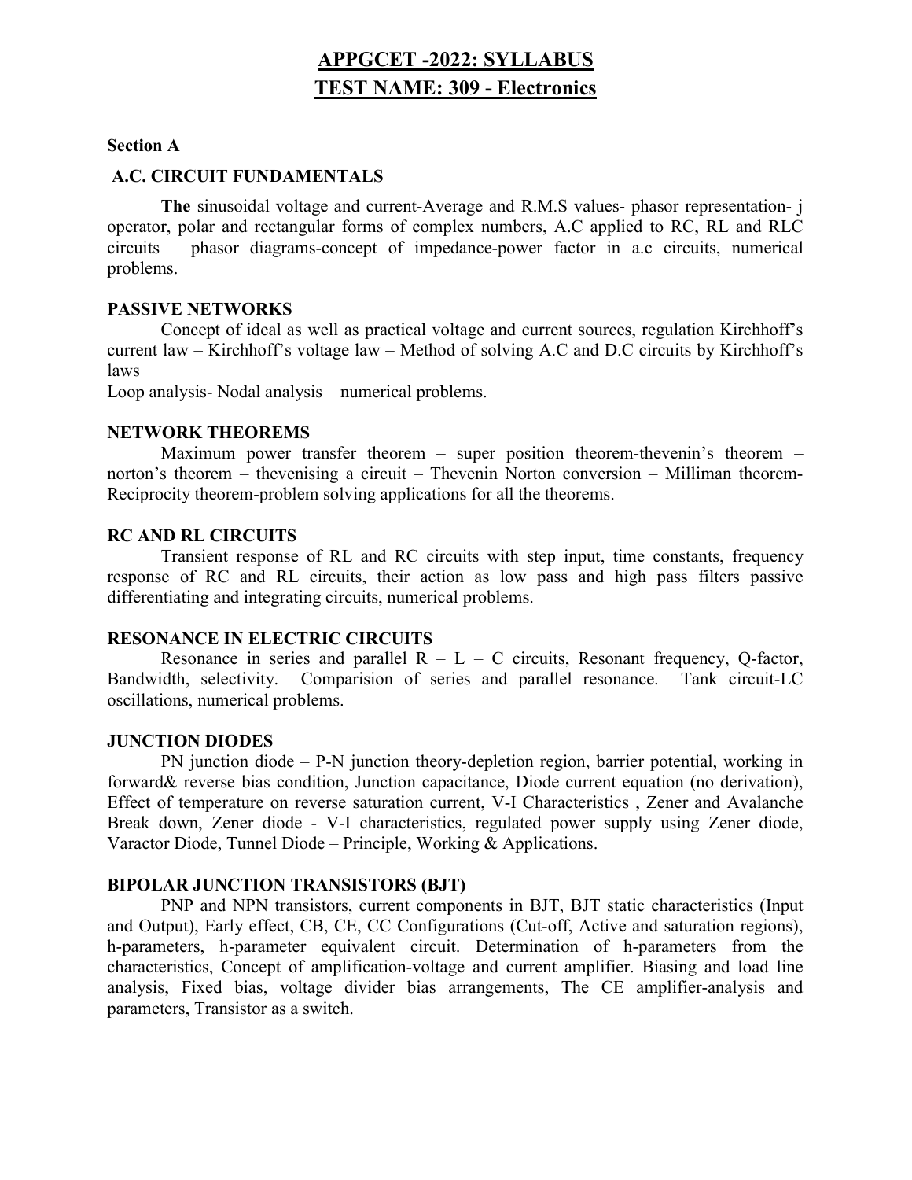# APPGCET -2022: SYLLABUS

# TEST NAME: 309 - Electronics

**Section A**

### A.C. CIRCUIT FUNDAMENTALS

**The** sinusoidal voltage and current-Average and R.M.S values- phasor representation- j operator, polar and rectangular forms of complex numbers, A.C applied to RC, RL and RLC circuits – phasor diagrams-concept of impedance-power factor in a.c circuits, numerical problems.

### PASSIVE NETWORKS

Concept of ideal as well as practical voltage and current sources, regulation Kirchhoff's current law – Kirchhoff's voltage law – Method of solving A.C and D.C circuits by Kirchhoff's laws

Loop analysis- Nodal analysis – numerical problems.

### NETWORK THEOREMS

Maximum power transfer theorem – super position theorem-thevenin's theorem – norton's theorem – thevenising a circuit – Thevenin Norton conversion – Milliman theorem- Reciprocity theorem-problem solving applications for all the theorems.

### RC AND RL CIRCUITS

Transient response of RL and RC circuits with step input, time constants, frequency response of RC and RL circuits, their action as low pass and high pass filters passive differentiating and integrating circuits, numerical problems.

### RESONANCE IN ELECTRIC CIRCUITS

Resonance in series and parallel R – L – C circuits, Resonant frequency, Q-factor, Bandwidth, selectivity. Comparision of series and parallel resonance. Tank circuit-LC oscillations, numerical problems.

### JUNCTION DIODES

PN junction diode – P-N junction theory-depletion region, barrier potential, working in forward& reverse bias condition, Junction capacitance, Diode current equation (no derivation), Effect of temperature on reverse saturation current, V-I Characteristics , Zener and Avalanche Break down, Zener diode - V-I characteristics, regulated power supply using Zener diode, Varactor Diode, Tunnel Diode – Principle, Working & Applications.

### BIPOLAR JUNCTION TRANSISTORS (BJT)

PNP and NPN transistors, current components in BJT, BJT static characteristics (Input and Output), Early effect, CB, CE, CC Configurations (Cut-off, Active and saturation regions), h-parameters, h-parameter equivalent circuit. Determination of h-parameters from the characteristics, Concept of amplification-voltage and current amplifier. Biasing and load line analysis, Fixed bias, voltage divider bias arrangements, The CE amplifier-analysis and parameters, Transistor as a switch.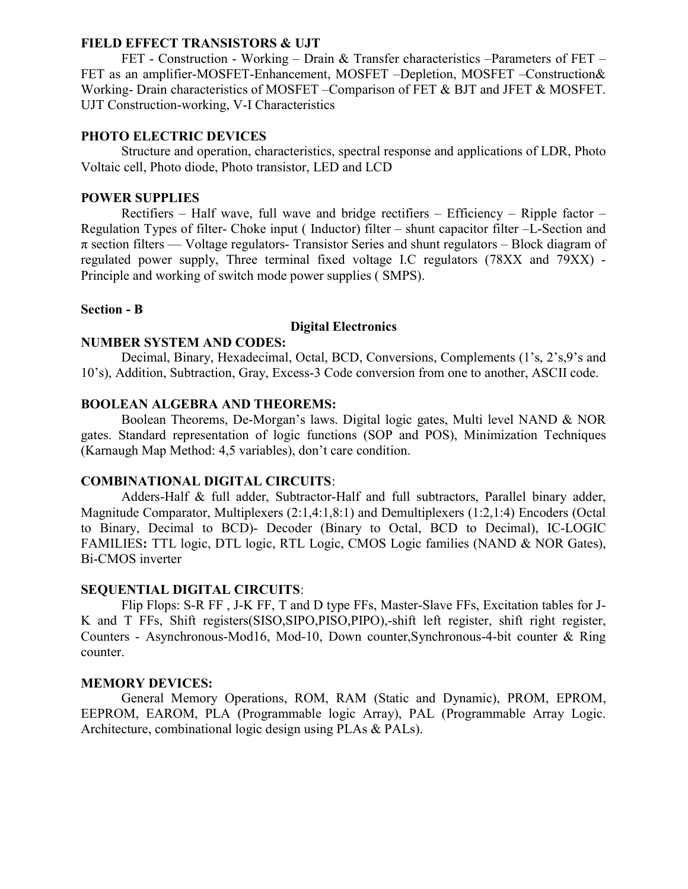**FIELD EFFECT TRANSISTORS & UJT**

FET - Construction - Working – Drain & Transfer characteristics –Parameters of FET – FET as an amplifier-MOSFET-Enhancement, MOSFET –Depletion, MOSFET –Construction& Working- Drain characteristics of MOSFET –Comparison of FET & BJT and JFET & MOSFET. UJT Construction-working, V-I Characteristics

**PHOTO ELECTRIC DEVICES**

Structure and operation, characteristics, spectral response and applications of LDR, Photo Voltaic cell, Photo diode, Photo transistor, LED and LCD

**POWER SUPPLIES**

Rectifiers – Half wave, full wave and bridge rectifiers – Efficiency – Ripple factor – Regulation Types of filter- Choke input ( Inductor) filter – shunt capacitor filter –L-Section and $\pi$ section filters — Voltage regulators- Transistor Series and shunt regulators – Block diagram of regulated power supply, Three terminal fixed voltage I.C regulators (78XX and 79XX) - Principle and working of switch mode power supplies ( SMPS).

**Section - B**

**Digital Electronics**

**NUMBER SYSTEM AND CODES:**

Decimal, Binary, Hexadecimal, Octal, BCD, Conversions, Complements (1's, 2's,9's and 10's), Addition, Subtraction, Gray, Excess-3 Code conversion from one to another, ASCII code.

**BOOLEAN ALGEBRA AND THEOREMS:**

Boolean Theorems, De-Morgan's laws. Digital logic gates, Multi level NAND & NOR gates. Standard representation of logic functions (SOP and POS), Minimization Techniques (Karnaugh Map Method: 4,5 variables), don't care condition.

**COMBINATIONAL DIGITAL CIRCUITS**:

Adders-Half & full adder, Subtractor-Half and full subtractors, Parallel binary adder, Magnitude Comparator, Multiplexers (2:1,4:1,8:1) and Demultiplexers (1:2,1:4) Encoders (Octal to Binary, Decimal to BCD)- Decoder (Binary to Octal, BCD to Decimal), IC-LOGIC FAMILIES**:** TTL logic, DTL logic, RTL Logic, CMOS Logic families (NAND & NOR Gates), Bi-CMOS inverter

**SEQUENTIAL DIGITAL CIRCUITS**:

Flip Flops: S-R FF , J-K FF, T and D type FFs, Master-Slave FFs, Excitation tables for J-K and T FFs, Shift registers(SISO,SIPO,PISO,PIPO),-shift left register, shift right register, Counters - Asynchronous-Mod16, Mod-10, Down counter,Synchronous-4-bit counter & Ring counter.

**MEMORY DEVICES:**

General Memory Operations, ROM, RAM (Static and Dynamic), PROM, EPROM, EEPROM, EAROM, PLA (Programmable logic Array), PAL (Programmable Array Logic. Architecture, combinational logic design using PLAs & PALs).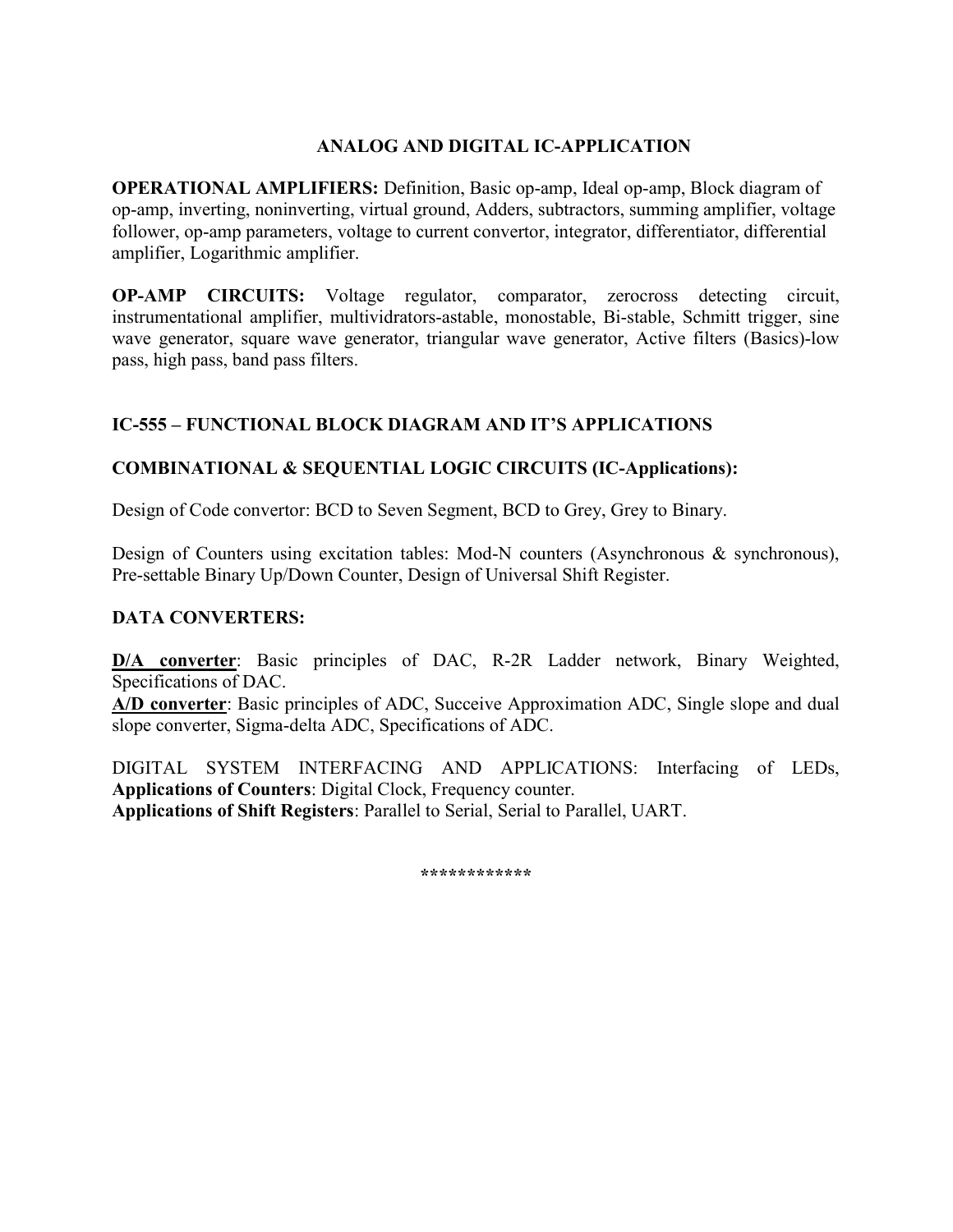# ANALOG AND DIGITAL IC-APPLICATION

**OPERATIONAL AMPLIFIERS:** Definition, Basic op-amp, Ideal op-amp, Block diagram of op-amp, inverting, noninverting, virtual ground, Adders, subtractors, summing amplifier, voltage follower, op-amp parameters, voltage to current convertor, integrator, differentiator, differential amplifier, Logarithmic amplifier.

**OP-AMP CIRCUITS:** Voltage regulator, comparator, zerocross detecting circuit, instrumentational amplifier, multividrators-astable, monostable, Bi-stable, Schmitt trigger, sine wave generator, square wave generator, triangular wave generator, Active filters (Basics)-low pass, high pass, band pass filters.

## IC-555 – FUNCTIONAL BLOCK DIAGRAM AND IT'S APPLICATIONS

## COMBINATIONAL & SEQUENTIAL LOGIC CIRCUITS (IC-Applications):

Design of Code convertor: BCD to Seven Segment, BCD to Grey, Grey to Binary.

Design of Counters using excitation tables: Mod-N counters (Asynchronous & synchronous), Pre-settable Binary Up/Down Counter, Design of Universal Shift Register.

## DATA CONVERTERS:

**D/A converter**: Basic principles of DAC, R-2R Ladder network, Binary Weighted, Specifications of DAC.
**A/D converter**: Basic principles of ADC, Succeive Approximation ADC, Single slope and dual slope converter, Sigma-delta ADC, Specifications of ADC.

DIGITAL SYSTEM INTERFACING AND APPLICATIONS: Interfacing of LEDs, **Applications of Counters**: Digital Clock, Frequency counter.
**Applications of Shift Registers**: Parallel to Serial, Serial to Parallel, UART.

************